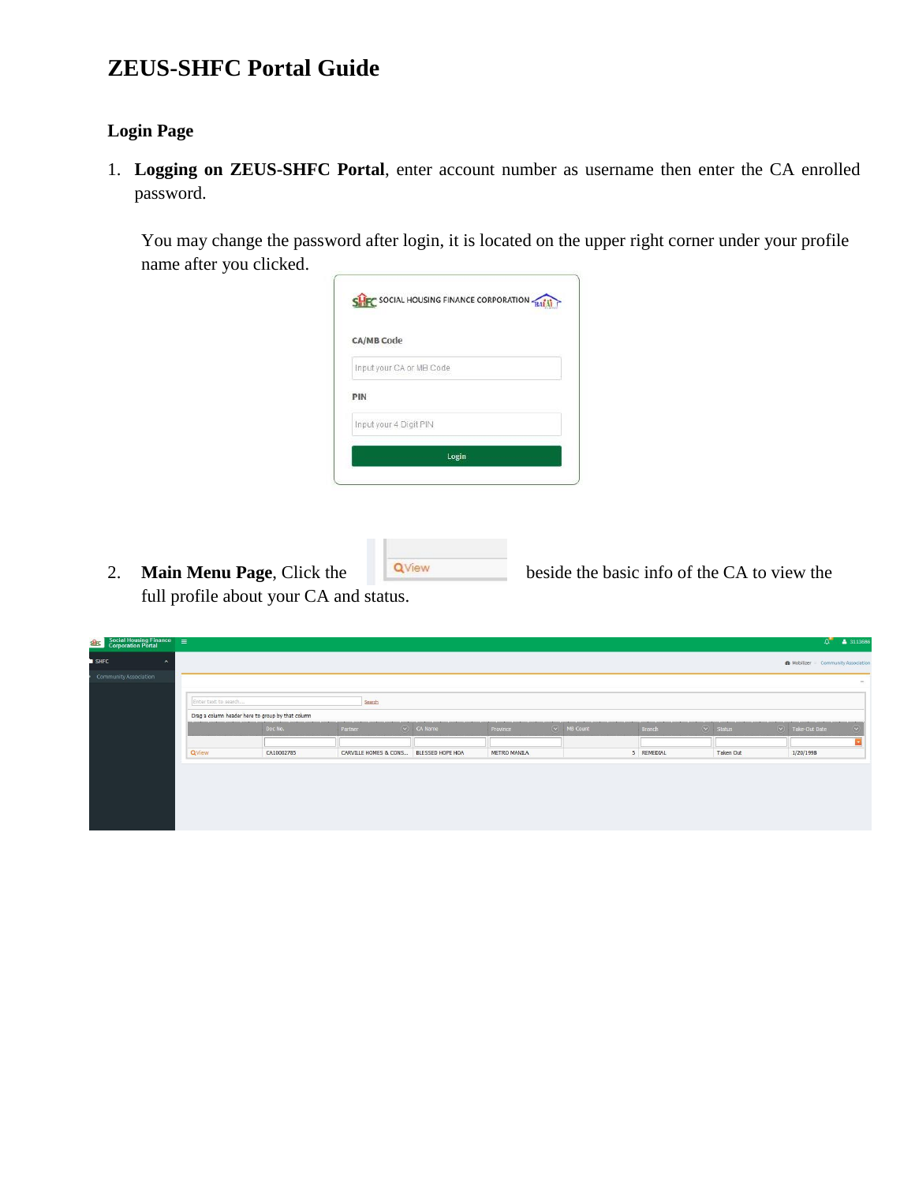# ZEUS-SHFC Portal Guide

## Login Page

1. **Logging on ZEUS-SHFC Portal**, enter account number as username then enter the CA enrolled password.

   You may change the password after login, it is located on the upper right corner under your profile name after you clicked.

2. **Main Menu Page**, Click the  beside the basic info of the CA to view the full profile about your CA and status.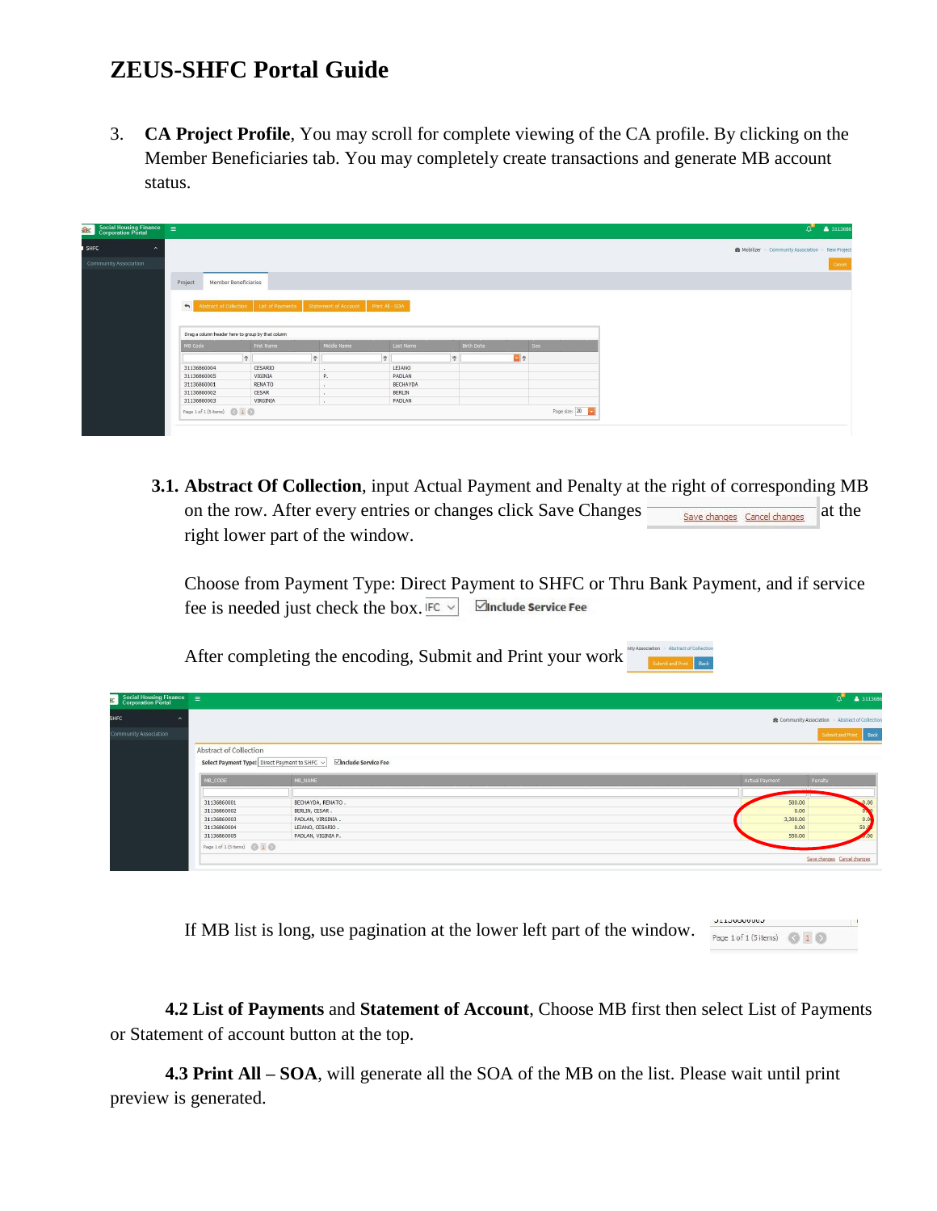# ZEUS-SHFC Portal Guide

3. **CA Project Profile**, You may scroll for complete viewing of the CA profile. By clicking on the Member Beneficiaries tab. You may completely create transactions and generate MB account status.

   **3.1. Abstract Of Collection**, input Actual Payment and Penalty at the right of corresponding MB on the row. After every entries or changes click Save Changes at the right lower part of the window.

   Choose from Payment Type: Direct Payment to SHFC or Thru Bank Payment, and if service fee is needed just check the box.

   After completing the encoding, Submit and Print your work

   If MB list is long, use pagination at the lower left part of the window.

   **4.2 List of Payments** and **Statement of Account**, Choose MB first then select List of Payments or Statement of account button at the top.

   **4.3 Print All – SOA**, will generate all the SOA of the MB on the list. Please wait until print preview is generated.